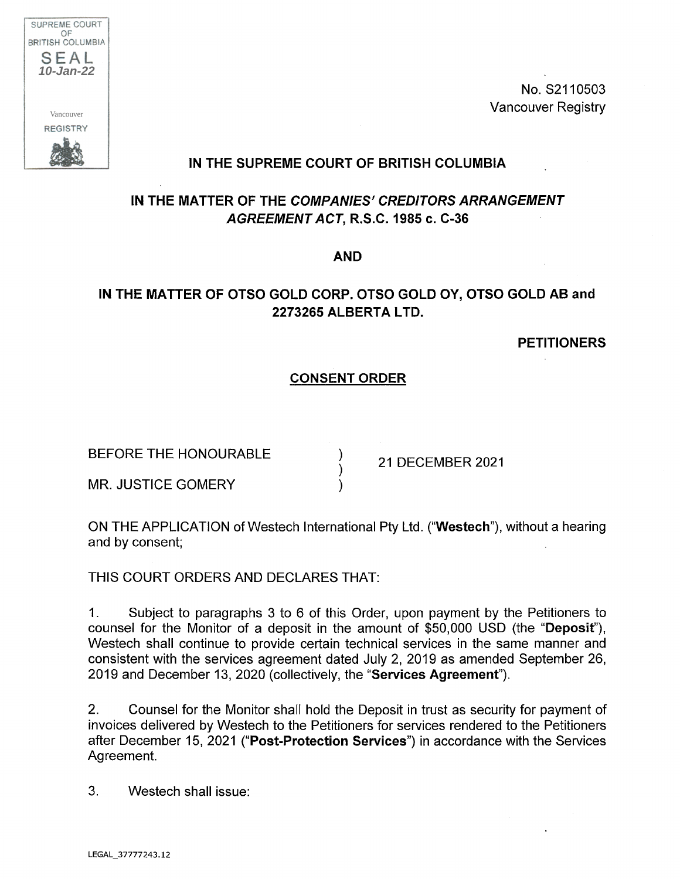SUPREME COURT OF BRITISH COLUMBIA
SEAL
10-Jan-22
Vancouver
REGISTRY

No. S2110503
Vancouver Registry

**IN THE SUPREME COURT OF BRITISH COLUMBIA**

**IN THE MATTER OF THE *COMPANIES' CREDITORS ARRANGEMENT AGREEMENT ACT*, R.S.C. 1985 c. C-36**

**AND**

**IN THE MATTER OF OTSO GOLD CORP. OTSO GOLD OY, OTSO GOLD AB and 2273265 ALBERTA LTD.**

**PETITIONERS**

**CONSENT ORDER**

| BEFORE THE HONOURABLE | ) | 21 DECEMBER 2021 |
|---|---|---|
| | ) | |
| MR. JUSTICE GOMERY | ) | |

ON THE APPLICATION of Westech International Pty Ltd. ("**Westech**"), without a hearing and by consent;

THIS COURT ORDERS AND DECLARES THAT:

1. Subject to paragraphs 3 to 6 of this Order, upon payment by the Petitioners to counsel for the Monitor of a deposit in the amount of $50,000 USD (the "**Deposit**"), Westech shall continue to provide certain technical services in the same manner and consistent with the services agreement dated July 2, 2019 as amended September 26, 2019 and December 13, 2020 (collectively, the "**Services Agreement**").

2. Counsel for the Monitor shall hold the Deposit in trust as security for payment of invoices delivered by Westech to the Petitioners for services rendered to the Petitioners after December 15, 2021 ("**Post-Protection Services**") in accordance with the Services Agreement.

3. Westech shall issue:

LEGAL_37777243.12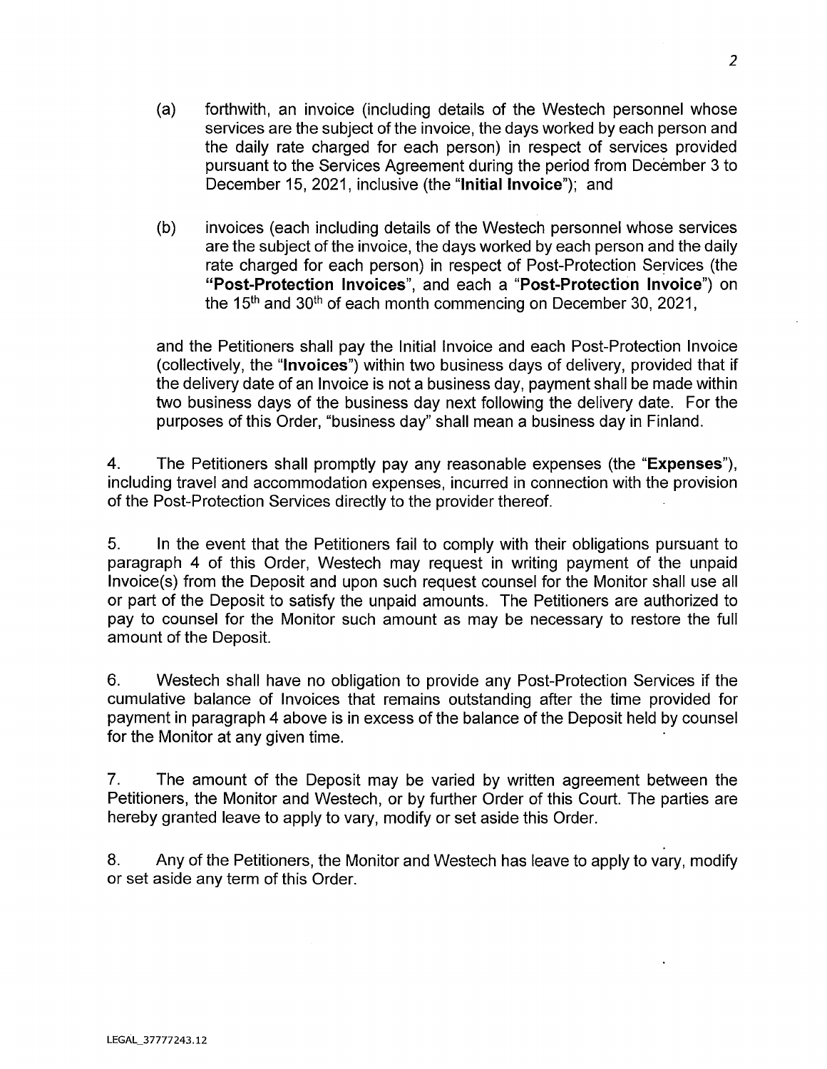(a) forthwith, an invoice (including details of the Westech personnel whose services are the subject of the invoice, the days worked by each person and the daily rate charged for each person) in respect of services provided pursuant to the Services Agreement during the period from December 3 to December 15, 2021, inclusive (the "**Initial Invoice**"); and

(b) invoices (each including details of the Westech personnel whose services are the subject of the invoice, the days worked by each person and the daily rate charged for each person) in respect of Post-Protection Services (the "**Post-Protection Invoices**", and each a "**Post-Protection Invoice**") on the 15th and 30th of each month commencing on December 30, 2021,

and the Petitioners shall pay the Initial Invoice and each Post-Protection Invoice (collectively, the "**Invoices**") within two business days of delivery, provided that if the delivery date of an Invoice is not a business day, payment shall be made within two business days of the business day next following the delivery date. For the purposes of this Order, "business day" shall mean a business day in Finland.

4. The Petitioners shall promptly pay any reasonable expenses (the "**Expenses**"), including travel and accommodation expenses, incurred in connection with the provision of the Post-Protection Services directly to the provider thereof.

5. In the event that the Petitioners fail to comply with their obligations pursuant to paragraph 4 of this Order, Westech may request in writing payment of the unpaid Invoice(s) from the Deposit and upon such request counsel for the Monitor shall use all or part of the Deposit to satisfy the unpaid amounts. The Petitioners are authorized to pay to counsel for the Monitor such amount as may be necessary to restore the full amount of the Deposit.

6. Westech shall have no obligation to provide any Post-Protection Services if the cumulative balance of Invoices that remains outstanding after the time provided for payment in paragraph 4 above is in excess of the balance of the Deposit held by counsel for the Monitor at any given time.

7. The amount of the Deposit may be varied by written agreement between the Petitioners, the Monitor and Westech, or by further Order of this Court. The parties are hereby granted leave to apply to vary, modify or set aside this Order.

8. Any of the Petitioners, the Monitor and Westech has leave to apply to vary, modify or set aside any term of this Order.

LEGAL_37777243.12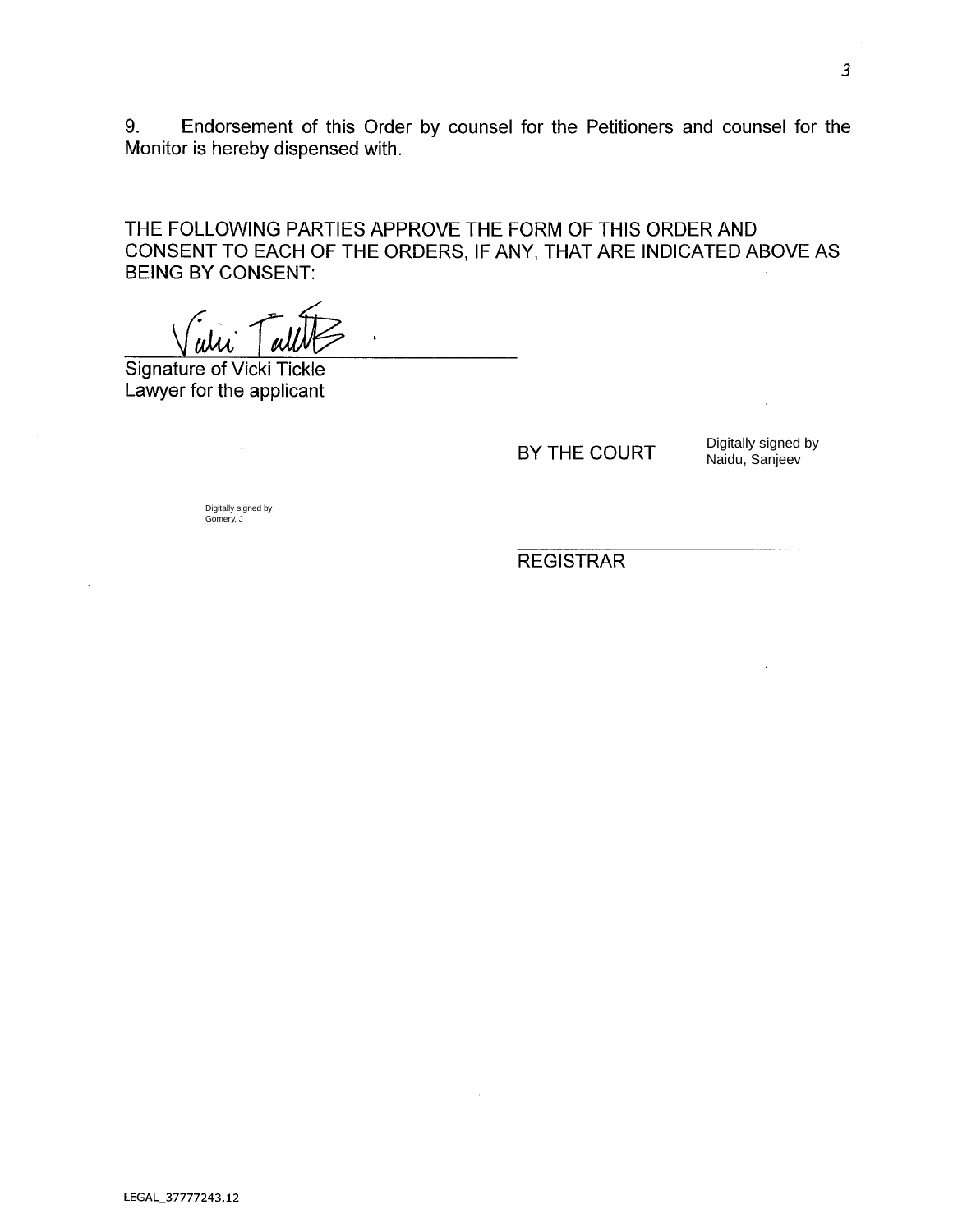9. Endorsement of this Order by counsel for the Petitioners and counsel for the Monitor is hereby dispensed with.

THE FOLLOWING PARTIES APPROVE THE FORM OF THIS ORDER AND CONSENT TO EACH OF THE ORDERS, IF ANY, THAT ARE INDICATED ABOVE AS BEING BY CONSENT:

Signature of Vicki Tickle
Lawyer for the applicant

BY THE COURT

Digitally signed by Naidu, Sanjeev

Digitally signed by Gomery, J

REGISTRAR

LEGAL_37777243.12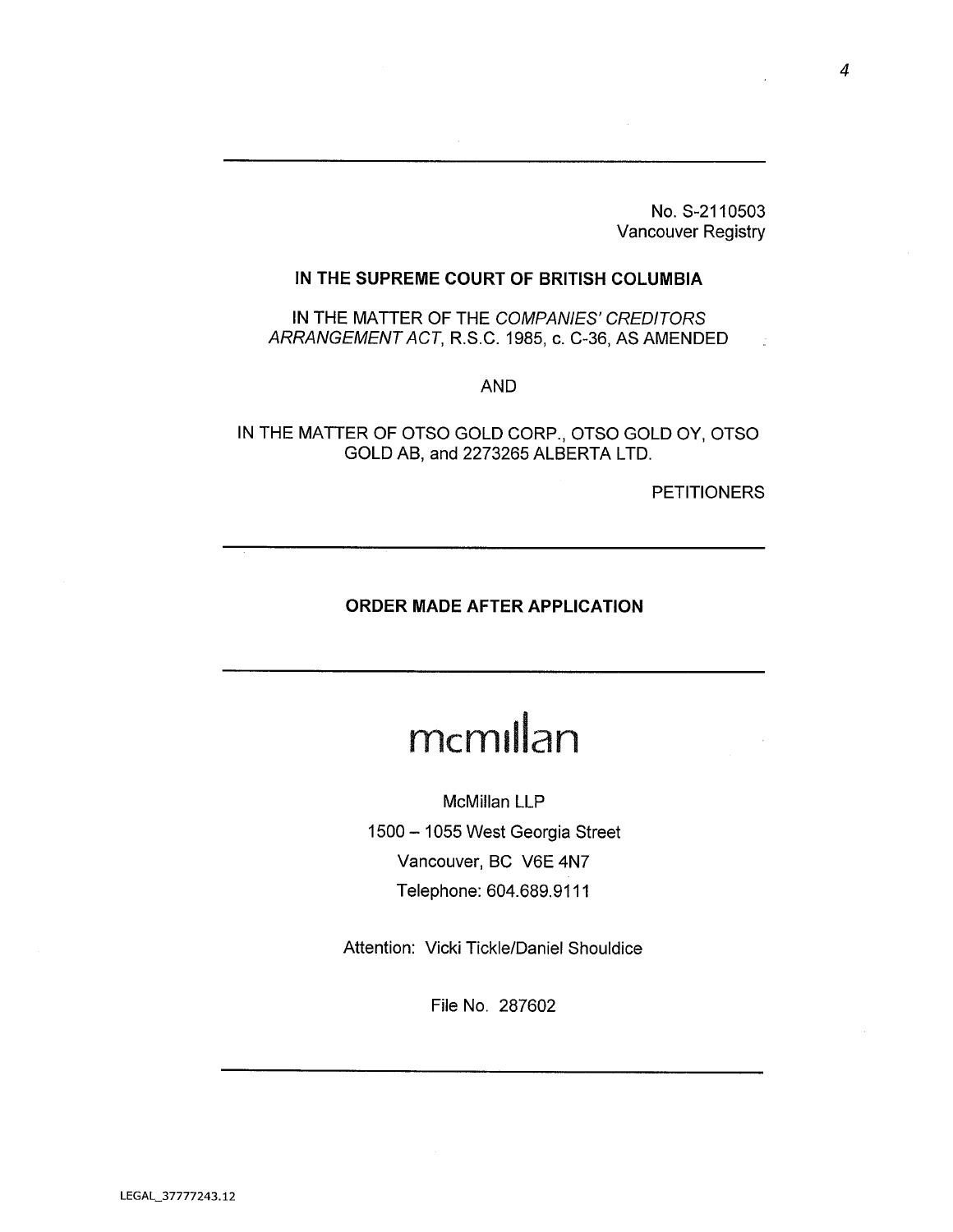No. S-2110503
Vancouver Registry

**IN THE SUPREME COURT OF BRITISH COLUMBIA**

IN THE MATTER OF THE *COMPANIES' CREDITORS ARRANGEMENT ACT*, R.S.C. 1985, c. C-36, AS AMENDED

AND

IN THE MATTER OF OTSO GOLD CORP., OTSO GOLD OY, OTSO GOLD AB, and 2273265 ALBERTA LTD.

PETITIONERS

---

**ORDER MADE AFTER APPLICATION**

---

mcmillan

McMillan LLP

1500 – 1055 West Georgia Street

Vancouver, BC V6E 4N7

Telephone: 604.689.9111

Attention: Vicki Tickle/Daniel Shouldice

File No. 287602

LEGAL_37777243.12